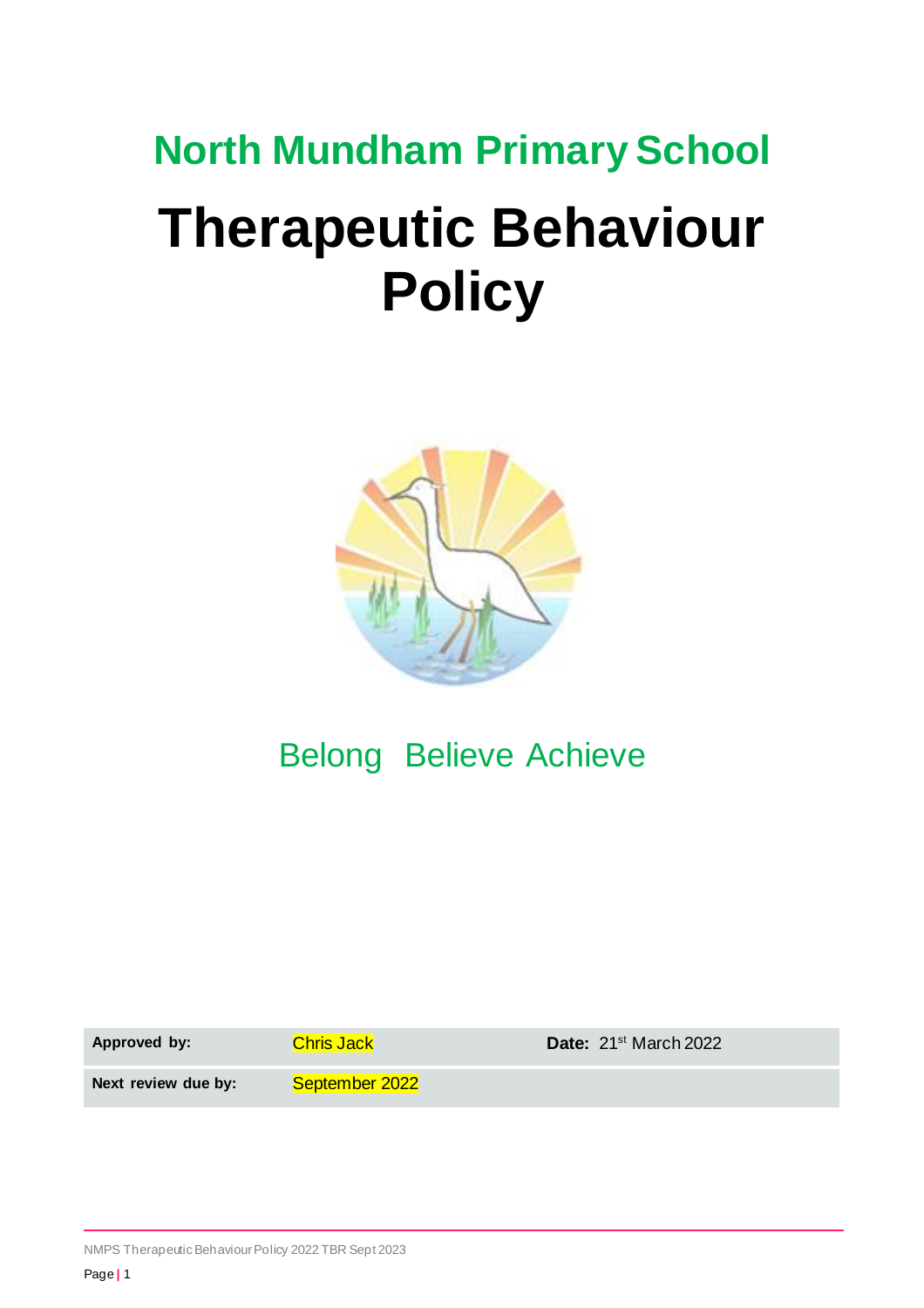# North Mundham Primary School

# Therapeutic Behaviour Policy

Belong Believe Achieve

| **Approved by:** | Chris Jack | **Date:** 21st March 2022 |
|---|---|---|
| **Next review due by:** | September 2022 | |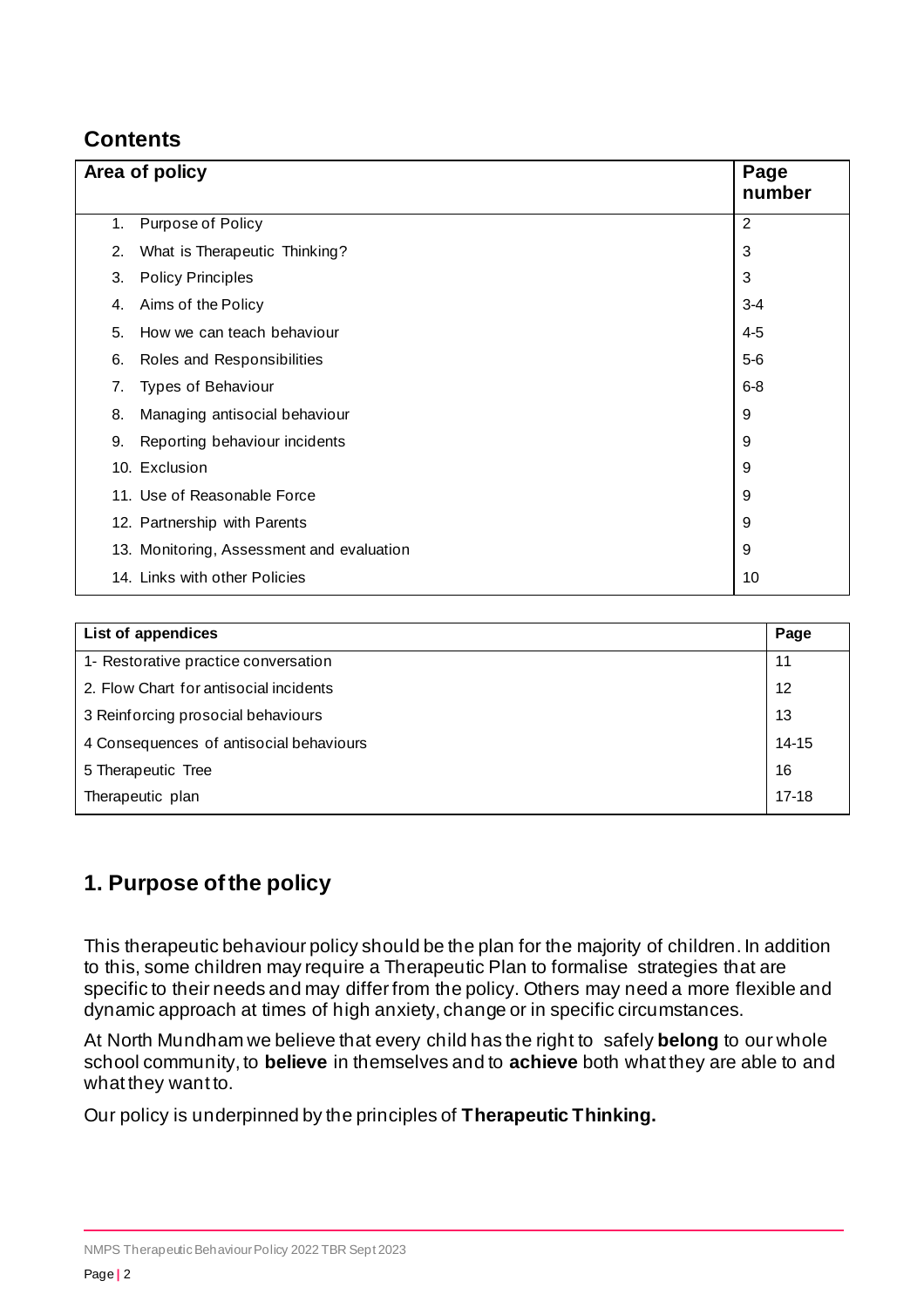## Contents

| Area of policy | Page number |
|---|---|
| 1. Purpose of Policy | 2 |
| 2. What is Therapeutic Thinking? | 3 |
| 3. Policy Principles | 3 |
| 4. Aims of the Policy | 3-4 |
| 5. How we can teach behaviour | 4-5 |
| 6. Roles and Responsibilities | 5-6 |
| 7. Types of Behaviour | 6-8 |
| 8. Managing antisocial behaviour | 9 |
| 9. Reporting behaviour incidents | 9 |
| 10. Exclusion | 9 |
| 11. Use of Reasonable Force | 9 |
| 12. Partnership with Parents | 9 |
| 13. Monitoring, Assessment and evaluation | 9 |
| 14. Links with other Policies | 10 |

| List of appendices | Page |
|---|---|
| 1- Restorative practice conversation | 11 |
| 2. Flow Chart for antisocial incidents | 12 |
| 3 Reinforcing prosocial behaviours | 13 |
| 4 Consequences of antisocial behaviours | 14-15 |
| 5 Therapeutic Tree | 16 |
| Therapeutic plan | 17-18 |

## 1. Purpose of the policy

This therapeutic behaviour policy should be the plan for the majority of children. In addition to this, some children may require a Therapeutic Plan to formalise strategies that are specific to their needs and may differ from the policy. Others may need a more flexible and dynamic approach at times of high anxiety, change or in specific circumstances.

At North Mundham we believe that every child has the right to safely **belong** to our whole school community, to **believe** in themselves and to **achieve** both what they are able to and what they want to.

Our policy is underpinned by the principles of **Therapeutic Thinking.**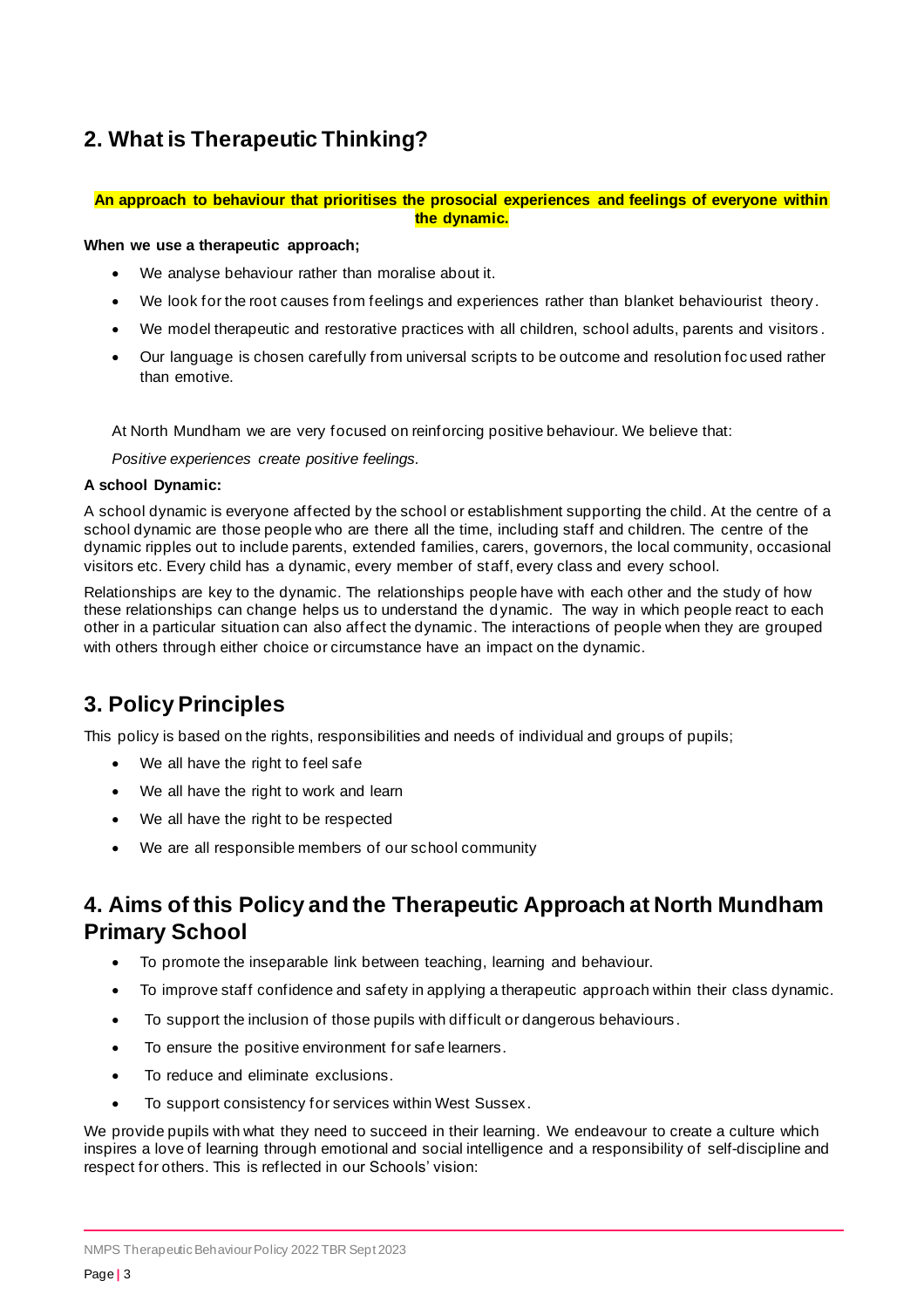## 2. What is Therapeutic Thinking?

**An approach to behaviour that prioritises the prosocial experiences and feelings of everyone within the dynamic.**

**When we use a therapeutic approach;**

- We analyse behaviour rather than moralise about it.
- We look for the root causes from feelings and experiences rather than blanket behaviourist theory.
- We model therapeutic and restorative practices with all children, school adults, parents and visitors.
- Our language is chosen carefully from universal scripts to be outcome and resolution focused rather than emotive.

At North Mundham we are very focused on reinforcing positive behaviour. We believe that:

*Positive experiences create positive feelings.*

**A school Dynamic:**

A school dynamic is everyone affected by the school or establishment supporting the child. At the centre of a school dynamic are those people who are there all the time, including staff and children. The centre of the dynamic ripples out to include parents, extended families, carers, governors, the local community, occasional visitors etc. Every child has a dynamic, every member of staff, every class and every school.

Relationships are key to the dynamic. The relationships people have with each other and the study of how these relationships can change helps us to understand the dynamic. The way in which people react to each other in a particular situation can also affect the dynamic. The interactions of people when they are grouped with others through either choice or circumstance have an impact on the dynamic.

## 3. Policy Principles

This policy is based on the rights, responsibilities and needs of individual and groups of pupils;

- We all have the right to feel safe
- We all have the right to work and learn
- We all have the right to be respected
- We are all responsible members of our school community

## 4. Aims of this Policy and the Therapeutic Approach at North Mundham Primary School

- To promote the inseparable link between teaching, learning and behaviour.
- To improve staff confidence and safety in applying a therapeutic approach within their class dynamic.
- To support the inclusion of those pupils with difficult or dangerous behaviours.
- To ensure the positive environment for safe learners.
- To reduce and eliminate exclusions.
- To support consistency for services within West Sussex.

We provide pupils with what they need to succeed in their learning. We endeavour to create a culture which inspires a love of learning through emotional and social intelligence and a responsibility of self-discipline and respect for others. This is reflected in our Schools' vision: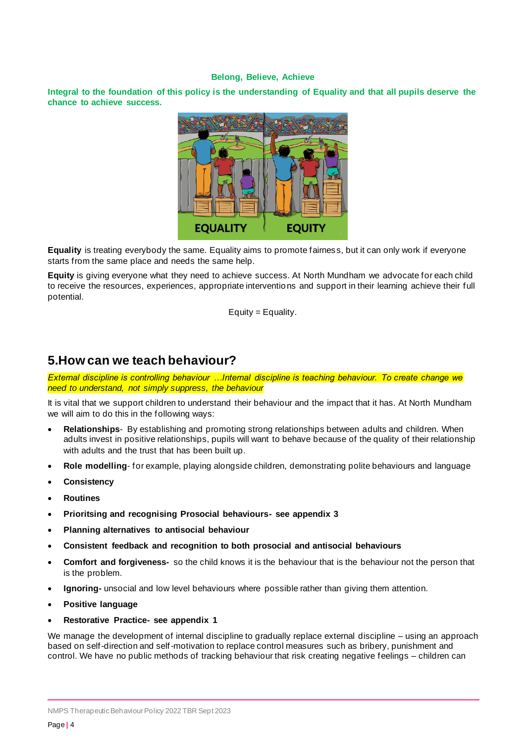**Belong, Believe, Achieve**

**Integral to the foundation of this policy is the understanding of Equality and that all pupils deserve the chance to achieve success.**

**Equality** is treating everybody the same. Equality aims to promote fairness, but it can only work if everyone starts from the same place and needs the same help.

**Equity** is giving everyone what they need to achieve success. At North Mundham we advocate for each child to receive the resources, experiences, appropriate interventions and support in their learning achieve their full potential.

Equity = Equality.

## 5.How can we teach behaviour?

*External discipline is controlling behaviour …Internal discipline is teaching behaviour. To create change we need to understand, not simply suppress, the behaviour*

It is vital that we support children to understand their behaviour and the impact that it has. At North Mundham we will aim to do this in the following ways:

- **Relationships**- By establishing and promoting strong relationships between adults and children. When adults invest in positive relationships, pupils will want to behave because of the quality of their relationship with adults and the trust that has been built up.
- **Role modelling**- for example, playing alongside children, demonstrating polite behaviours and language
- **Consistency**
- **Routines**
- **Prioritsing and recognising Prosocial behaviours- see appendix 3**
- **Planning alternatives to antisocial behaviour**
- **Consistent feedback and recognition to both prosocial and antisocial behaviours**
- **Comfort and forgiveness-** so the child knows it is the behaviour that is the behaviour not the person that is the problem.
- **Ignoring-** unsocial and low level behaviours where possible rather than giving them attention.
- **Positive language**
- **Restorative Practice- see appendix 1**

We manage the development of internal discipline to gradually replace external discipline – using an approach based on self-direction and self-motivation to replace control measures such as bribery, punishment and control. We have no public methods of tracking behaviour that risk creating negative feelings – children can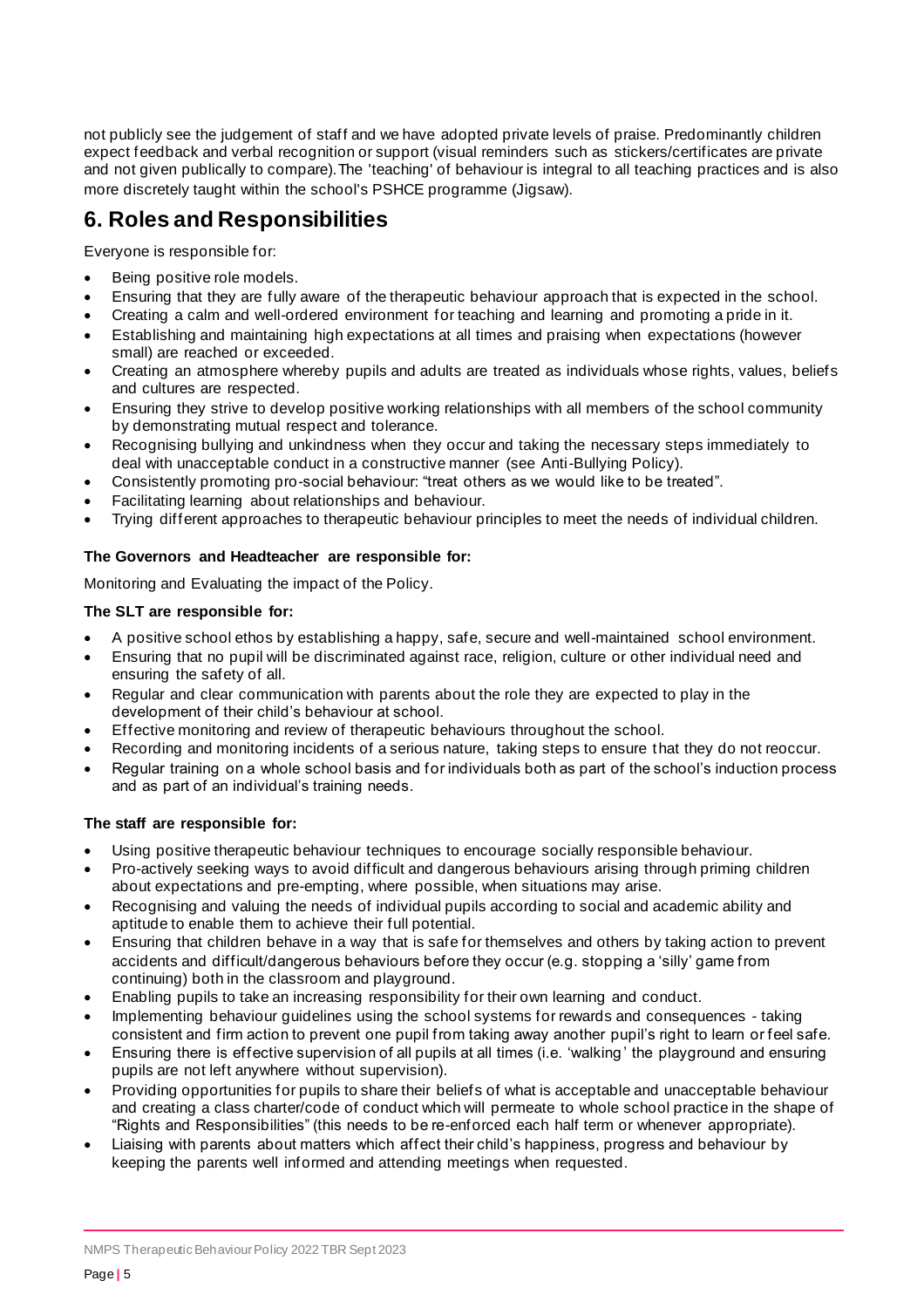not publicly see the judgement of staff and we have adopted private levels of praise. Predominantly children expect feedback and verbal recognition or support (visual reminders such as stickers/certificates are private and not given publically to compare). The 'teaching' of behaviour is integral to all teaching practices and is also more discretely taught within the school's PSHCE programme (Jigsaw).

## 6. Roles and Responsibilities

Everyone is responsible for:

- Being positive role models.
- Ensuring that they are fully aware of the therapeutic behaviour approach that is expected in the school.
- Creating a calm and well-ordered environment for teaching and learning and promoting a pride in it.
- Establishing and maintaining high expectations at all times and praising when expectations (however small) are reached or exceeded.
- Creating an atmosphere whereby pupils and adults are treated as individuals whose rights, values, beliefs and cultures are respected.
- Ensuring they strive to develop positive working relationships with all members of the school community by demonstrating mutual respect and tolerance.
- Recognising bullying and unkindness when they occur and taking the necessary steps immediately to deal with unacceptable conduct in a constructive manner (see Anti-Bullying Policy).
- Consistently promoting pro-social behaviour: "treat others as we would like to be treated".
- Facilitating learning about relationships and behaviour.
- Trying different approaches to therapeutic behaviour principles to meet the needs of individual children.

**The Governors and Headteacher are responsible for:**

Monitoring and Evaluating the impact of the Policy.

**The SLT are responsible for:**

- A positive school ethos by establishing a happy, safe, secure and well-maintained school environment.
- Ensuring that no pupil will be discriminated against race, religion, culture or other individual need and ensuring the safety of all.
- Regular and clear communication with parents about the role they are expected to play in the development of their child's behaviour at school.
- Effective monitoring and review of therapeutic behaviours throughout the school.
- Recording and monitoring incidents of a serious nature, taking steps to ensure that they do not reoccur.
- Regular training on a whole school basis and for individuals both as part of the school's induction process and as part of an individual's training needs.

**The staff are responsible for:**

- Using positive therapeutic behaviour techniques to encourage socially responsible behaviour.
- Pro-actively seeking ways to avoid difficult and dangerous behaviours arising through priming children about expectations and pre-empting, where possible, when situations may arise.
- Recognising and valuing the needs of individual pupils according to social and academic ability and aptitude to enable them to achieve their full potential.
- Ensuring that children behave in a way that is safe for themselves and others by taking action to prevent accidents and difficult/dangerous behaviours before they occur (e.g. stopping a 'silly' game from continuing) both in the classroom and playground.
- Enabling pupils to take an increasing responsibility for their own learning and conduct.
- Implementing behaviour guidelines using the school systems for rewards and consequences - taking consistent and firm action to prevent one pupil from taking away another pupil's right to learn or feel safe.
- Ensuring there is effective supervision of all pupils at all times (i.e. 'walking' the playground and ensuring pupils are not left anywhere without supervision).
- Providing opportunities for pupils to share their beliefs of what is acceptable and unacceptable behaviour and creating a class charter/code of conduct which will permeate to whole school practice in the shape of "Rights and Responsibilities" (this needs to be re-enforced each half term or whenever appropriate).
- Liaising with parents about matters which affect their child's happiness, progress and behaviour by keeping the parents well informed and attending meetings when requested.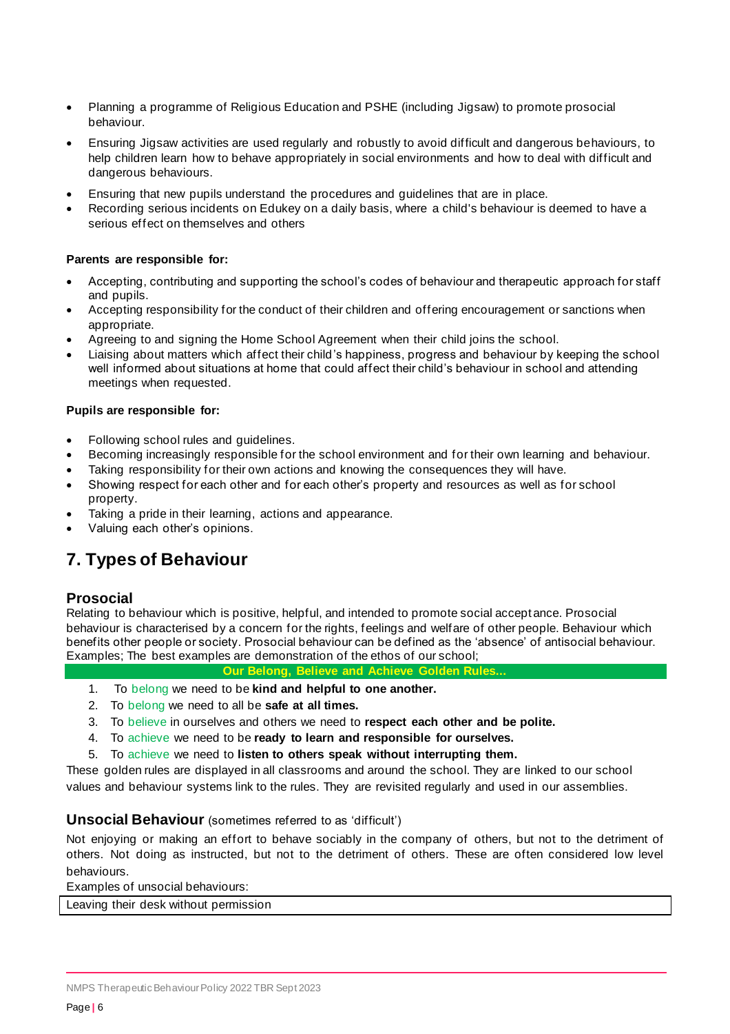- Planning a programme of Religious Education and PSHE (including Jigsaw) to promote prosocial behaviour.
- Ensuring Jigsaw activities are used regularly and robustly to avoid difficult and dangerous behaviours, to help children learn how to behave appropriately in social environments and how to deal with difficult and dangerous behaviours.
- Ensuring that new pupils understand the procedures and guidelines that are in place.
- Recording serious incidents on Edukey on a daily basis, where a child's behaviour is deemed to have a serious effect on themselves and others

**Parents are responsible for:**

- Accepting, contributing and supporting the school's codes of behaviour and therapeutic approach for staff and pupils.
- Accepting responsibility for the conduct of their children and offering encouragement or sanctions when appropriate.
- Agreeing to and signing the Home School Agreement when their child joins the school.
- Liaising about matters which affect their child's happiness, progress and behaviour by keeping the school well informed about situations at home that could affect their child's behaviour in school and attending meetings when requested.

**Pupils are responsible for:**

- Following school rules and guidelines.
- Becoming increasingly responsible for the school environment and for their own learning and behaviour.
- Taking responsibility for their own actions and knowing the consequences they will have.
- Showing respect for each other and for each other's property and resources as well as for school property.
- Taking a pride in their learning, actions and appearance.
- Valuing each other's opinions.

# 7. Types of Behaviour

## Prosocial

Relating to behaviour which is positive, helpful, and intended to promote social acceptance. Prosocial behaviour is characterised by a concern for the rights, feelings and welfare of other people. Behaviour which benefits other people or society. Prosocial behaviour can be defined as the 'absence' of antisocial behaviour. Examples; The best examples are demonstration of the ethos of our school;

**Our Belong, Believe and Achieve Golden Rules...**

1. To belong we need to be **kind and helpful to one another.**
2. To belong we need to all be **safe at all times.**
3. To believe in ourselves and others we need to **respect each other and be polite.**
4. To achieve we need to be **ready to learn and responsible for ourselves.**
5. To achieve we need to **listen to others speak without interrupting them.**

These golden rules are displayed in all classrooms and around the school. They are linked to our school values and behaviour systems link to the rules. They are revisited regularly and used in our assemblies.

## Unsocial Behaviour (sometimes referred to as 'difficult')

Not enjoying or making an effort to behave sociably in the company of others, but not to the detriment of others. Not doing as instructed, but not to the detriment of others. These are often considered low level behaviours.

Examples of unsocial behaviours:

| Leaving their desk without permission |
|---|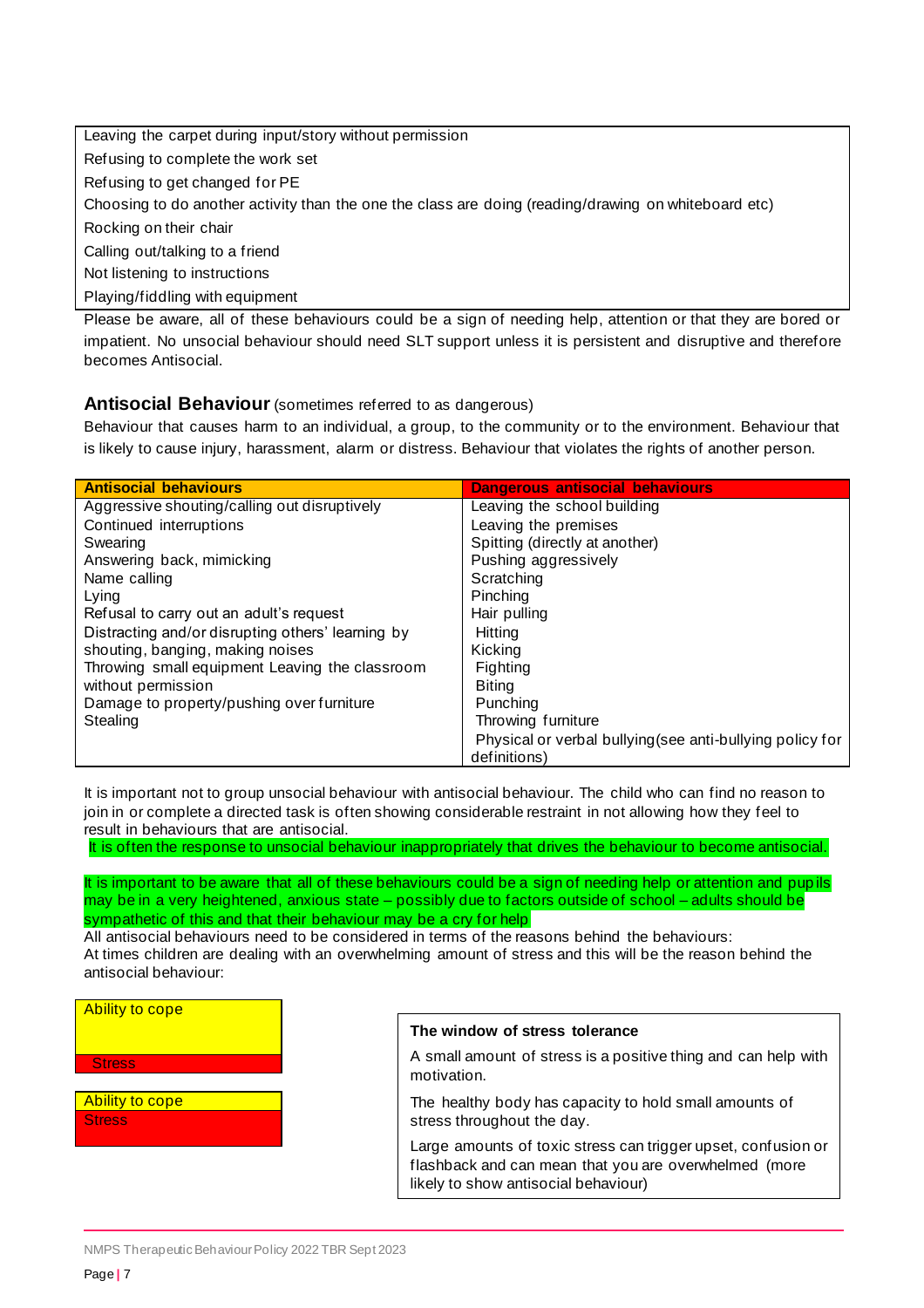| |
|---|
| Leaving the carpet during input/story without permission |
| Refusing to complete the work set |
| Refusing to get changed for PE |
| Choosing to do another activity than the one the class are doing (reading/drawing on whiteboard etc) |
| Rocking on their chair |
| Calling out/talking to a friend |
| Not listening to instructions |
| Playing/fiddling with equipment |

Please be aware, all of these behaviours could be a sign of needing help, attention or that they are bored or impatient. No unsocial behaviour should need SLT support unless it is persistent and disruptive and therefore becomes Antisocial.

## Antisocial Behaviour (sometimes referred to as dangerous)

Behaviour that causes harm to an individual, a group, to the community or to the environment. Behaviour that is likely to cause injury, harassment, alarm or distress. Behaviour that violates the rights of another person.

| Antisocial behaviours | Dangerous antisocial behaviours |
|---|---|
| Aggressive shouting/calling out disruptively | Leaving the school building |
| Continued interruptions | Leaving the premises |
| Swearing | Spitting (directly at another) |
| Answering back, mimicking | Pushing aggressively |
| Name calling | Scratching |
| Lying | Pinching |
| Refusal to carry out an adult's request | Hair pulling |
| Distracting and/or disrupting others' learning by shouting, banging, making noises | Hitting |
| | Kicking |
| Throwing small equipment Leaving the classroom without permission | Fighting |
| | Biting |
| Damage to property/pushing over furniture | Punching |
| Stealing | Throwing furniture |
| | Physical or verbal bullying (see anti-bullying policy for definitions) |

It is important not to group unsocial behaviour with antisocial behaviour. The child who can find no reason to join in or complete a directed task is often showing considerable restraint in not allowing how they feel to result in behaviours that are antisocial.

It is often the response to unsocial behaviour inappropriately that drives the behaviour to become antisocial.

It is important to be aware that all of these behaviours could be a sign of needing help or attention and pupils may be in a very heightened, anxious state – possibly due to factors outside of school – adults should be sympathetic of this and that their behaviour may be a cry for help

All antisocial behaviours need to be considered in terms of the reasons behind the behaviours:

At times children are dealing with an overwhelming amount of stress and this will be the reason behind the antisocial behaviour:

| Ability to cope |
|---|
| Stress |

| Ability to cope |
|---|
| Stress |

**The window of stress tolerance**

A small amount of stress is a positive thing and can help with motivation.

The healthy body has capacity to hold small amounts of stress throughout the day.

Large amounts of toxic stress can trigger upset, confusion or flashback and can mean that you are overwhelmed (more likely to show antisocial behaviour)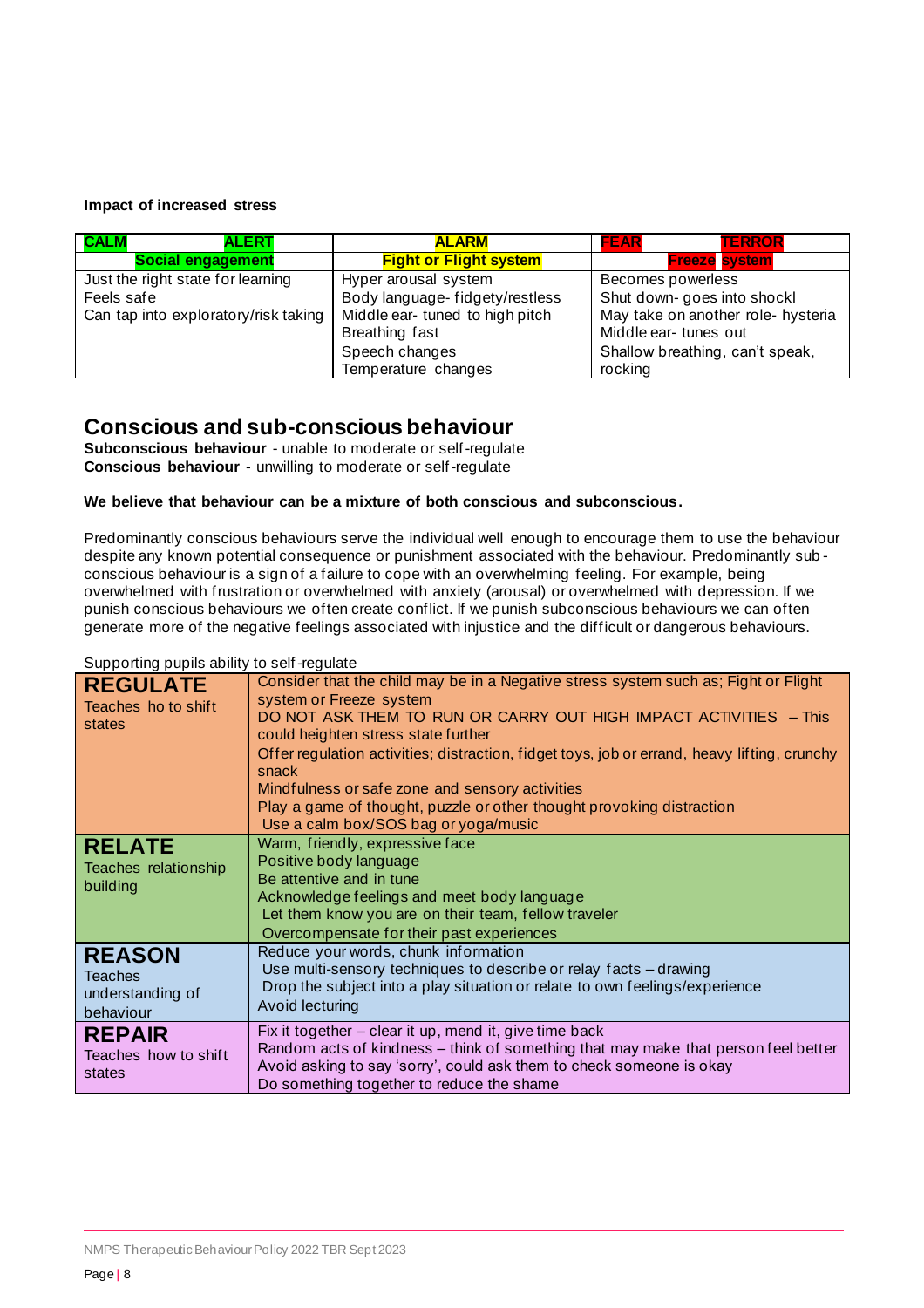**Impact of increased stress**

| CALM ALERT | ALARM | FEAR TERROR |
|---|---|---|
| **Social engagement** | **Fight or Flight system** | **Freeze system** |
| Just the right state for learning<br>Feels safe<br>Can tap into exploratory/risk taking | Hyper arousal system<br>Body language- fidgety/restless<br>Middle ear- tuned to high pitch<br>Breathing fast<br>Speech changes<br>Temperature changes | Becomes powerless<br>Shut down- goes into shockl<br>May take on another role- hysteria<br>Middle ear- tunes out<br>Shallow breathing, can't speak, rocking |

## Conscious and sub-conscious behaviour

**Subconscious behaviour** - unable to moderate or self-regulate
**Conscious behaviour** - unwilling to moderate or self-regulate

**We believe that behaviour can be a mixture of both conscious and subconscious.**

Predominantly conscious behaviours serve the individual well enough to encourage them to use the behaviour despite any known potential consequence or punishment associated with the behaviour. Predominantly sub-conscious behaviour is a sign of a failure to cope with an overwhelming feeling. For example, being overwhelmed with frustration or overwhelmed with anxiety (arousal) or overwhelmed with depression. If we punish conscious behaviours we often create conflict. If we punish subconscious behaviours we can often generate more of the negative feelings associated with injustice and the difficult or dangerous behaviours.

Supporting pupils ability to self-regulate

| | |
|---|---|
| **REGULATE**<br>Teaches ho to shift states | Consider that the child may be in a Negative stress system such as; Fight or Flight system or Freeze system<br>DO NOT ASK THEM TO RUN OR CARRY OUT HIGH IMPACT ACTIVITIES – This could heighten stress state further<br>Offer regulation activities; distraction, fidget toys, job or errand, heavy lifting, crunchy snack<br>Mindfulness or safe zone and sensory activities<br>Play a game of thought, puzzle or other thought provoking distraction<br>Use a calm box/SOS bag or yoga/music |
| **RELATE**<br>Teaches relationship building | Warm, friendly, expressive face<br>Positive body language<br>Be attentive and in tune<br>Acknowledge feelings and meet body language<br>Let them know you are on their team, fellow traveler<br>Overcompensate for their past experiences |
| **REASON**<br>Teaches understanding of behaviour | Reduce your words, chunk information<br>Use multi-sensory techniques to describe or relay facts – drawing<br>Drop the subject into a play situation or relate to own feelings/experience<br>Avoid lecturing |
| **REPAIR**<br>Teaches how to shift states | Fix it together – clear it up, mend it, give time back<br>Random acts of kindness – think of something that may make that person feel better<br>Avoid asking to say 'sorry', could ask them to check someone is okay<br>Do something together to reduce the shame |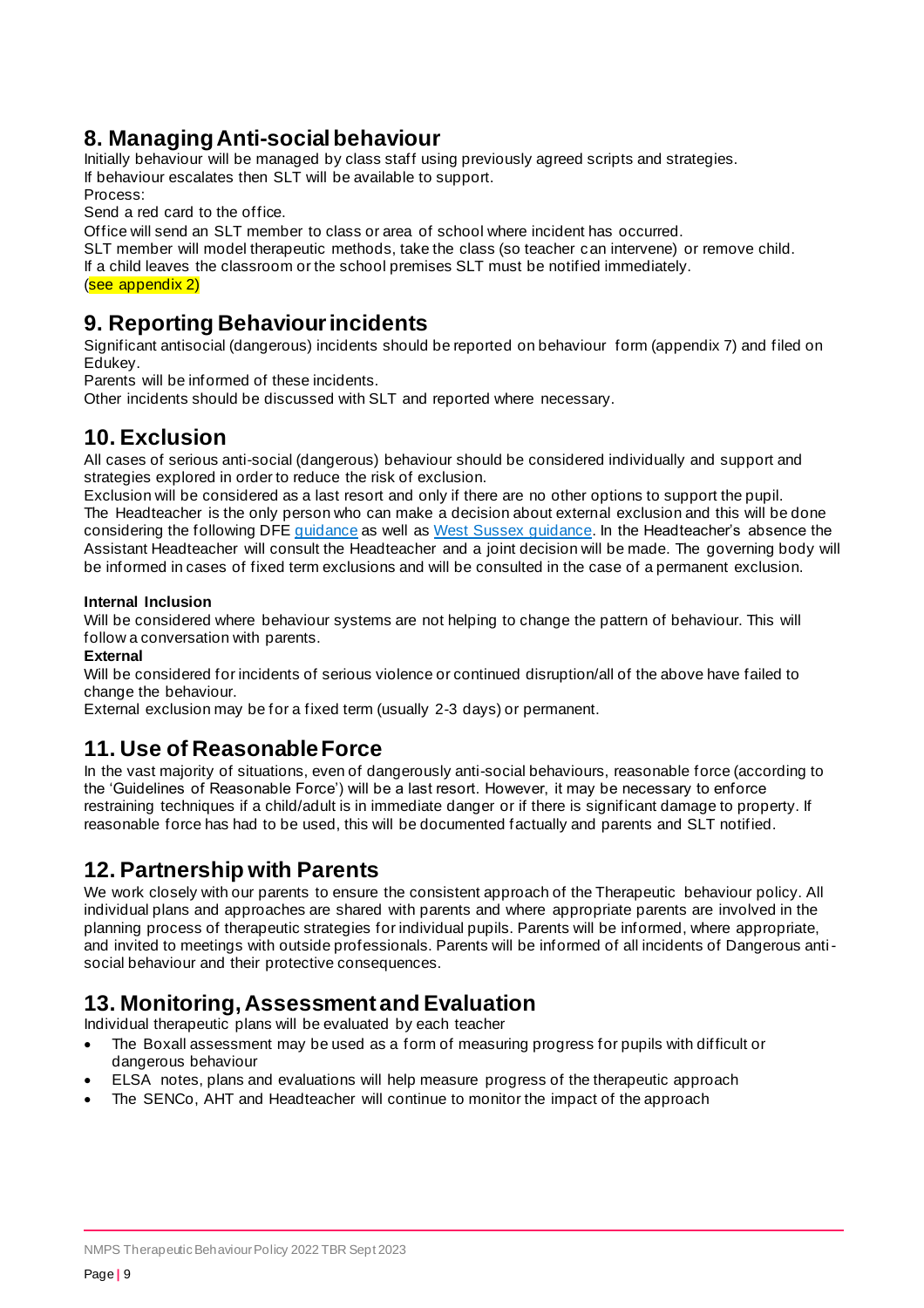## 8. Managing Anti-social behaviour

Initially behaviour will be managed by class staff using previously agreed scripts and strategies.
If behaviour escalates then SLT will be available to support.
Process:
Send a red card to the office.
Office will send an SLT member to class or area of school where incident has occurred.
SLT member will model therapeutic methods, take the class (so teacher can intervene) or remove child.
If a child leaves the classroom or the school premises SLT must be notified immediately.
(see appendix 2)

## 9. Reporting Behaviour incidents

Significant antisocial (dangerous) incidents should be reported on behaviour form (appendix 7) and filed on Edukey.
Parents will be informed of these incidents.
Other incidents should be discussed with SLT and reported where necessary.

## 10. Exclusion

All cases of serious anti-social (dangerous) behaviour should be considered individually and support and strategies explored in order to reduce the risk of exclusion.
Exclusion will be considered as a last resort and only if there are no other options to support the pupil.
The Headteacher is the only person who can make a decision about external exclusion and this will be done considering the following DFE guidance as well as West Sussex guidance. In the Headteacher's absence the Assistant Headteacher will consult the Headteacher and a joint decision will be made. The governing body will be informed in cases of fixed term exclusions and will be consulted in the case of a permanent exclusion.

**Internal Inclusion**

Will be considered where behaviour systems are not helping to change the pattern of behaviour. This will follow a conversation with parents.

**External**

Will be considered for incidents of serious violence or continued disruption/all of the above have failed to change the behaviour.
External exclusion may be for a fixed term (usually 2-3 days) or permanent.

## 11. Use of Reasonable Force

In the vast majority of situations, even of dangerously anti-social behaviours, reasonable force (according to the 'Guidelines of Reasonable Force') will be a last resort. However, it may be necessary to enforce restraining techniques if a child/adult is in immediate danger or if there is significant damage to property. If reasonable force has had to be used, this will be documented factually and parents and SLT notified.

## 12. Partnership with Parents

We work closely with our parents to ensure the consistent approach of the Therapeutic behaviour policy. All individual plans and approaches are shared with parents and where appropriate parents are involved in the planning process of therapeutic strategies for individual pupils. Parents will be informed, where appropriate, and invited to meetings with outside professionals. Parents will be informed of all incidents of Dangerous anti-social behaviour and their protective consequences.

## 13. Monitoring, Assessment and Evaluation

Individual therapeutic plans will be evaluated by each teacher

- The Boxall assessment may be used as a form of measuring progress for pupils with difficult or dangerous behaviour
- ELSA notes, plans and evaluations will help measure progress of the therapeutic approach
- The SENCo, AHT and Headteacher will continue to monitor the impact of the approach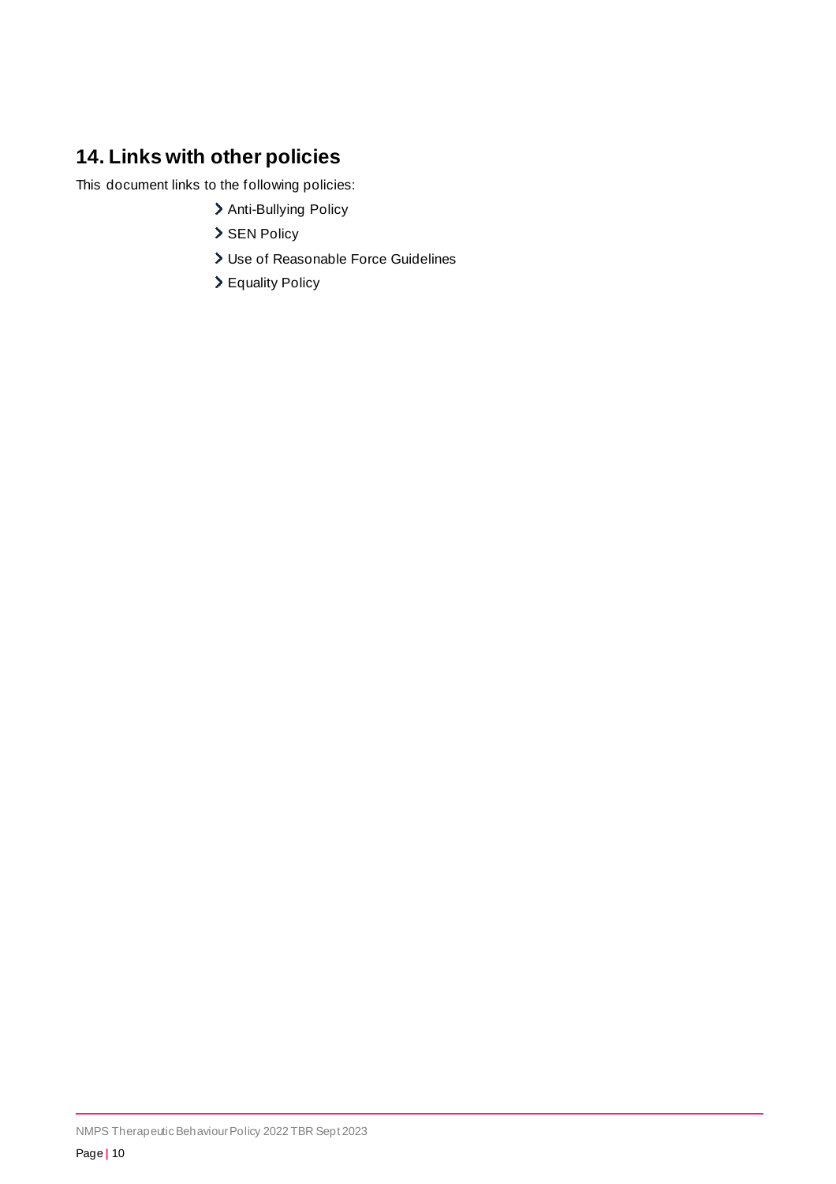## 14. Links with other policies

This document links to the following policies:

- Anti-Bullying Policy
- SEN Policy
- Use of Reasonable Force Guidelines
- Equality Policy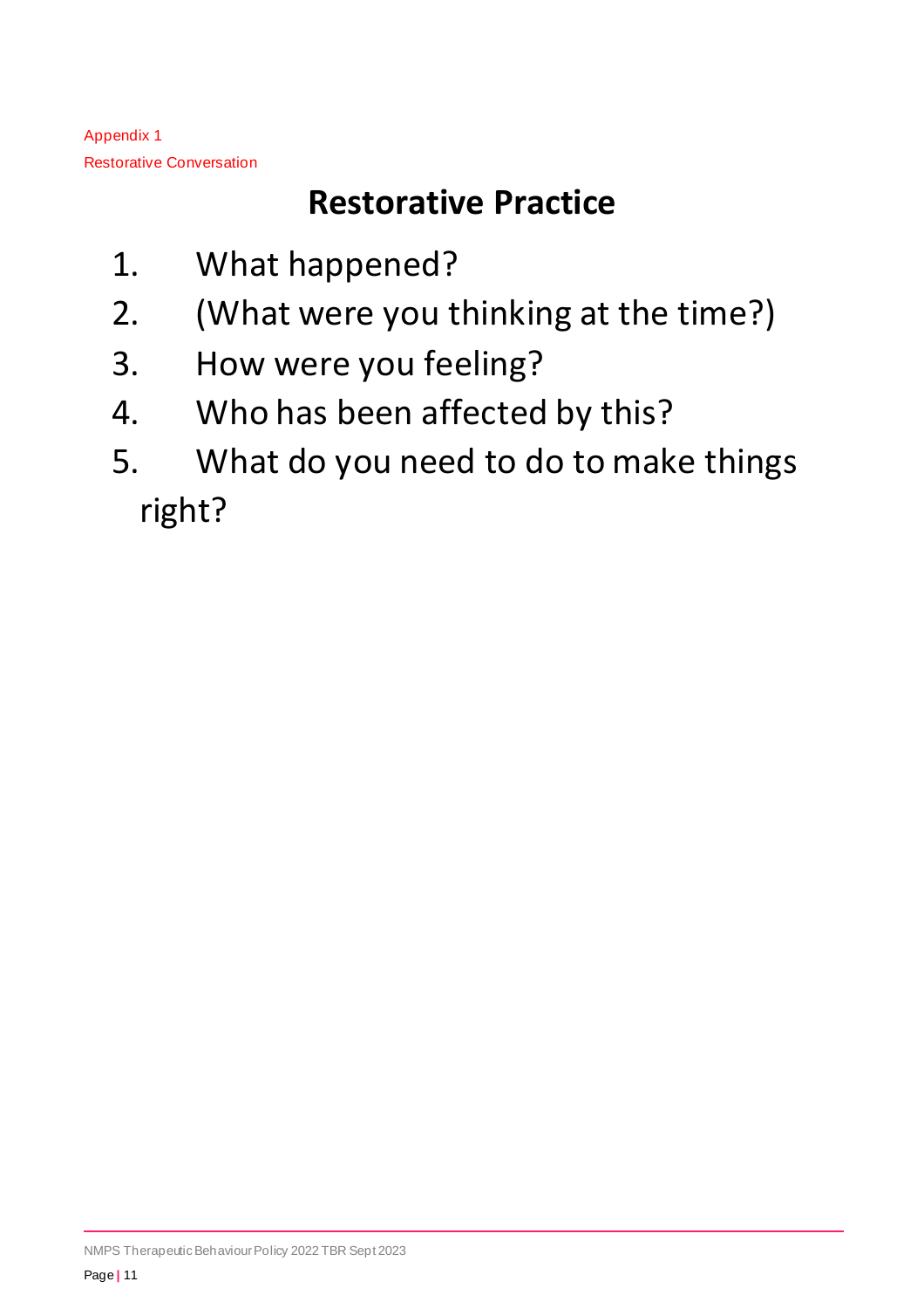Appendix 1

Restorative Conversation

# Restorative Practice

1. What happened?
2. (What were you thinking at the time?)
3. How were you feeling?
4. Who has been affected by this?
5. What do you need to do to make things right?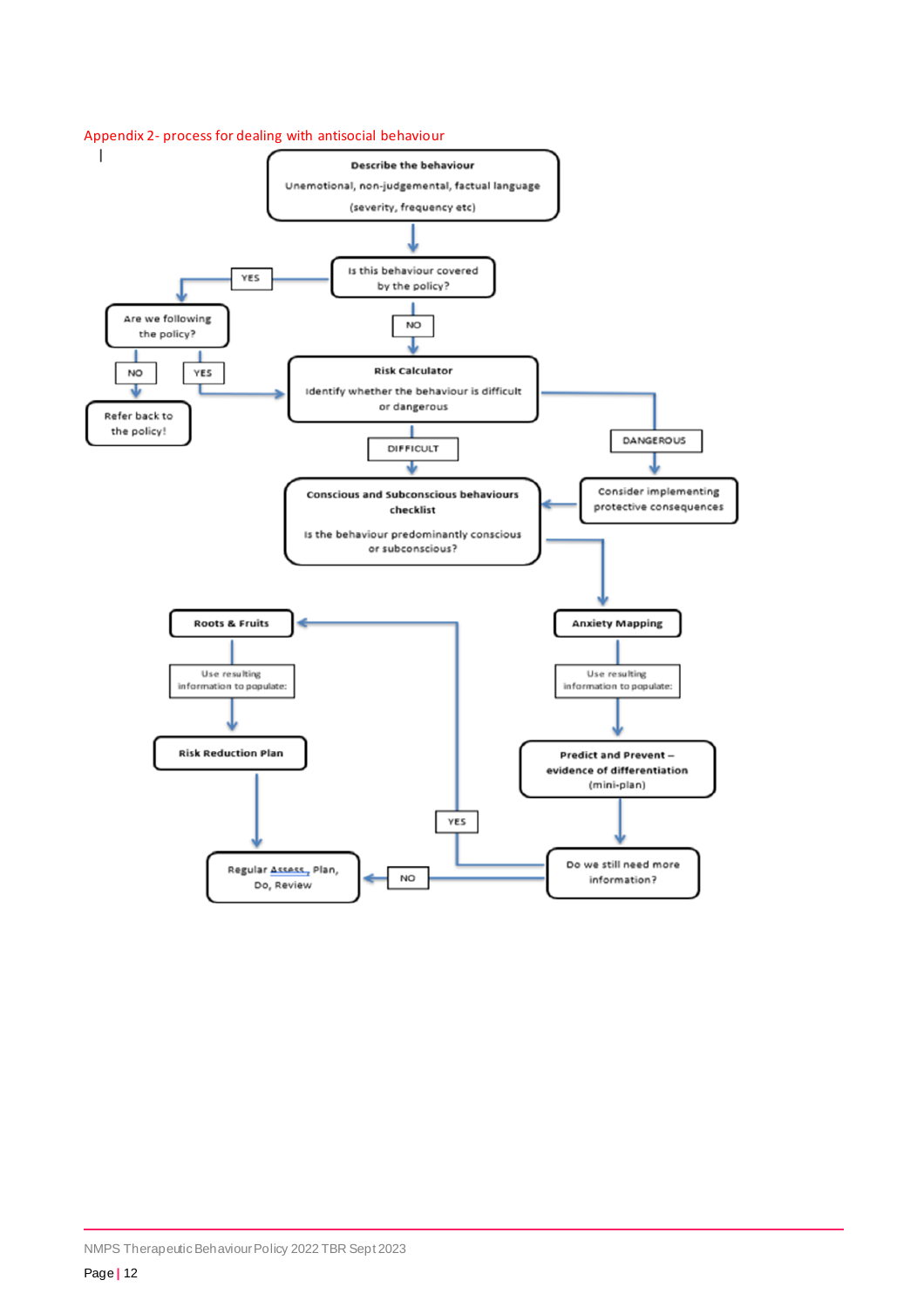## Appendix 2- process for dealing with antisocial behaviour

**Describe the behaviour**

Unemotional, non-judgemental, factual language

(severity, frequency etc)

↓

Is this behaviour covered by the policy?

- YES → Are we following the policy?
  - NO → Refer back to the policy!
  - YES → Risk Calculator
- NO → Risk Calculator

**Risk Calculator**

Identify whether the behaviour is difficult or dangerous

- DANGEROUS → Consider implementing protective consequences → Conscious and Subconscious behaviours checklist
- DIFFICULT → Conscious and Subconscious behaviours checklist

**Conscious and Subconscious behaviours checklist**

Is the behaviour predominantly conscious or subconscious?

→ **Anxiety Mapping**

Use resulting information to populate:

→ **Predict and Prevent – evidence of differentiation** (mini-plan)

→ Do we still need more information?

- YES → **Roots & Fruits**
  - Use resulting information to populate:
  - → **Risk Reduction Plan**
  - → Regular Assess, Plan, Do, Review
- NO → Regular Assess, Plan, Do, Review

NMPS Therapeutic Behaviour Policy 2022 TBR Sept 2023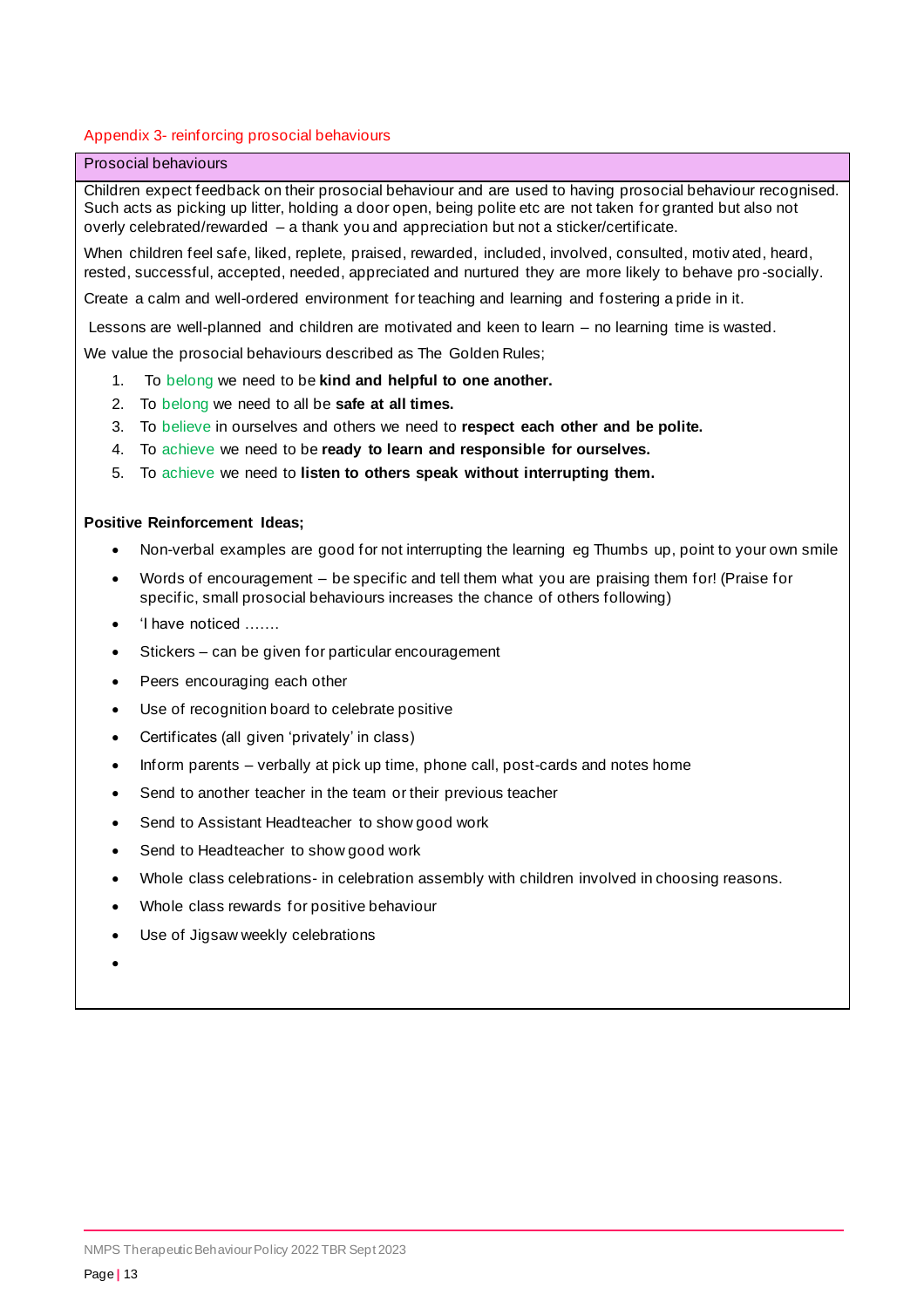## Appendix 3- reinforcing prosocial behaviours

### Prosocial behaviours

Children expect feedback on their prosocial behaviour and are used to having prosocial behaviour recognised. Such acts as picking up litter, holding a door open, being polite etc are not taken for granted but also not overly celebrated/rewarded – a thank you and appreciation but not a sticker/certificate.

When children feel safe, liked, replete, praised, rewarded, included, involved, consulted, motivated, heard, rested, successful, accepted, needed, appreciated and nurtured they are more likely to behave pro-socially.

Create a calm and well-ordered environment for teaching and learning and fostering a pride in it.

Lessons are well-planned and children are motivated and keen to learn – no learning time is wasted.

We value the prosocial behaviours described as The Golden Rules;

1. To belong we need to be **kind and helpful to one another.**
2. To belong we need to all be **safe at all times.**
3. To believe in ourselves and others we need to **respect each other and be polite.**
4. To achieve we need to be **ready to learn and responsible for ourselves.**
5. To achieve we need to **listen to others speak without interrupting them.**

**Positive Reinforcement Ideas;**

- Non-verbal examples are good for not interrupting the learning eg Thumbs up, point to your own smile
- Words of encouragement – be specific and tell them what you are praising them for! (Praise for specific, small prosocial behaviours increases the chance of others following)
- 'I have noticed …….
- Stickers – can be given for particular encouragement
- Peers encouraging each other
- Use of recognition board to celebrate positive
- Certificates (all given 'privately' in class)
- Inform parents – verbally at pick up time, phone call, post-cards and notes home
- Send to another teacher in the team or their previous teacher
- Send to Assistant Headteacher to show good work
- Send to Headteacher to show good work
- Whole class celebrations- in celebration assembly with children involved in choosing reasons.
- Whole class rewards for positive behaviour
- Use of Jigsaw weekly celebrations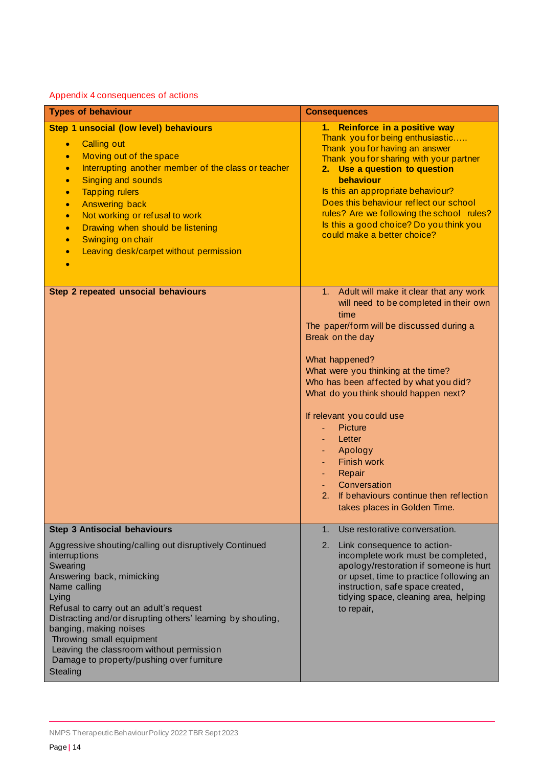Appendix 4 consequences of actions

| Types of behaviour | Consequences |
|---|---|
| **Step 1 unsocial (low level) behaviours**<br>• Calling out<br>• Moving out of the space<br>• Interrupting another member of the class or teacher<br>• Singing and sounds<br>• Tapping rulers<br>• Answering back<br>• Not working or refusal to work<br>• Drawing when should be listening<br>• Swinging on chair<br>• Leaving desk/carpet without permission<br>• | **1. Reinforce in a positive way**<br>Thank you for being enthusiastic…..<br>Thank you for having an answer<br>Thank you for sharing with your partner<br>**2. Use a question to question behaviour**<br>Is this an appropriate behaviour?<br>Does this behaviour reflect our school rules? Are we following the school rules?<br>Is this a good choice? Do you think you could make a better choice? |
| **Step 2 repeated unsocial behaviours** | 1. Adult will make it clear that any work will need to be completed in their own time<br>The paper/form will be discussed during a Break on the day<br><br>What happened?<br>What were you thinking at the time?<br>Who has been affected by what you did?<br>What do you think should happen next?<br><br>If relevant you could use<br>- Picture<br>- Letter<br>- Apology<br>- Finish work<br>- Repair<br>- Conversation<br>2. If behaviours continue then reflection takes places in Golden Time. |
| **Step 3 Antisocial behaviours**<br>Aggressive shouting/calling out disruptively Continued interruptions<br>Swearing<br>Answering back, mimicking<br>Name calling<br>Lying<br>Refusal to carry out an adult's request<br>Distracting and/or disrupting others' learning by shouting, banging, making noises<br>Throwing small equipment<br>Leaving the classroom without permission<br>Damage to property/pushing over furniture<br>Stealing | 1. Use restorative conversation.<br>2. Link consequence to action- incomplete work must be completed, apology/restoration if someone is hurt or upset, time to practice following an instruction, safe space created, tidying space, cleaning area, helping to repair, |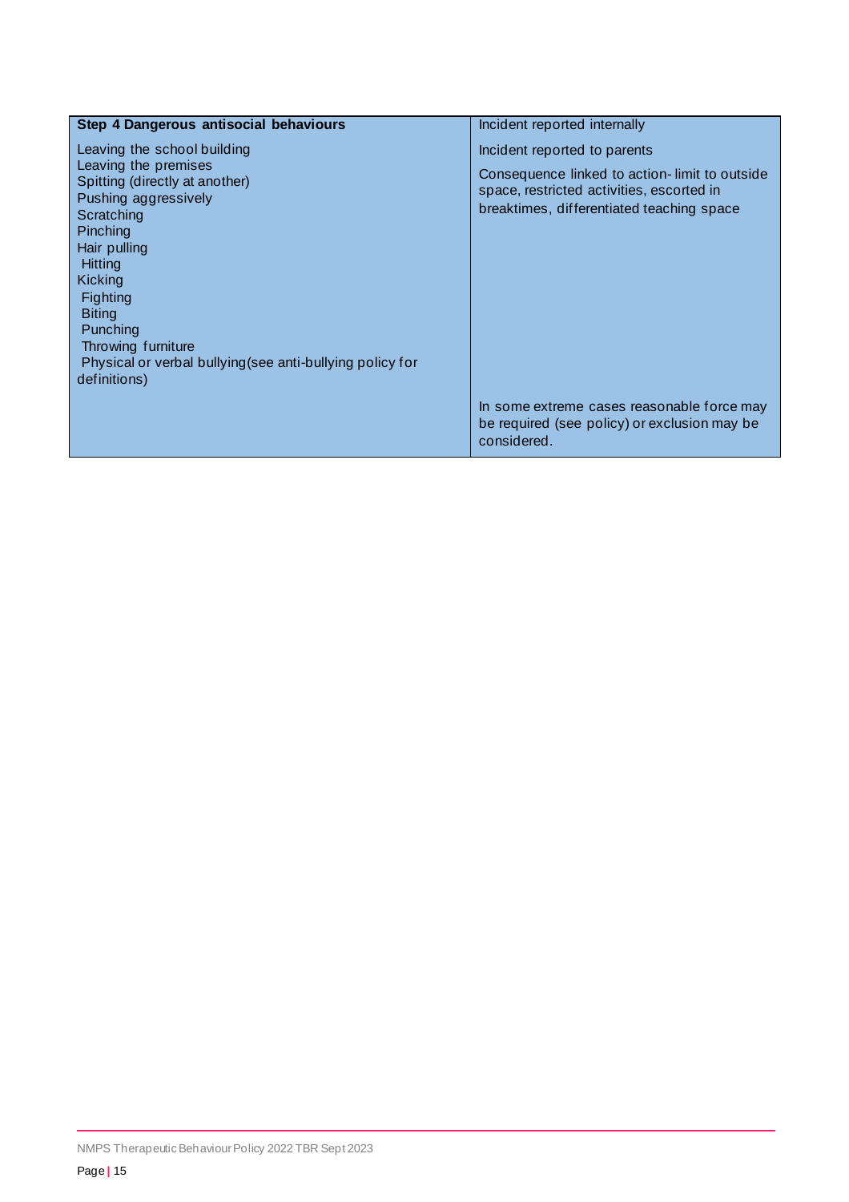| **Step 4 Dangerous antisocial behaviours** | Incident reported internally |
|---|---|
| Leaving the school building<br>Leaving the premises<br>Spitting (directly at another)<br>Pushing aggressively<br>Scratching<br>Pinching<br>Hair pulling<br>Hitting<br>Kicking<br>Fighting<br>Biting<br>Punching<br>Throwing furniture<br>Physical or verbal bullying(see anti-bullying policy for definitions) | Incident reported to parents<br><br>Consequence linked to action- limit to outside space, restricted activities, escorted in breaktimes, differentiated teaching space<br><br>In some extreme cases reasonable force may be required (see policy) or exclusion may be considered. |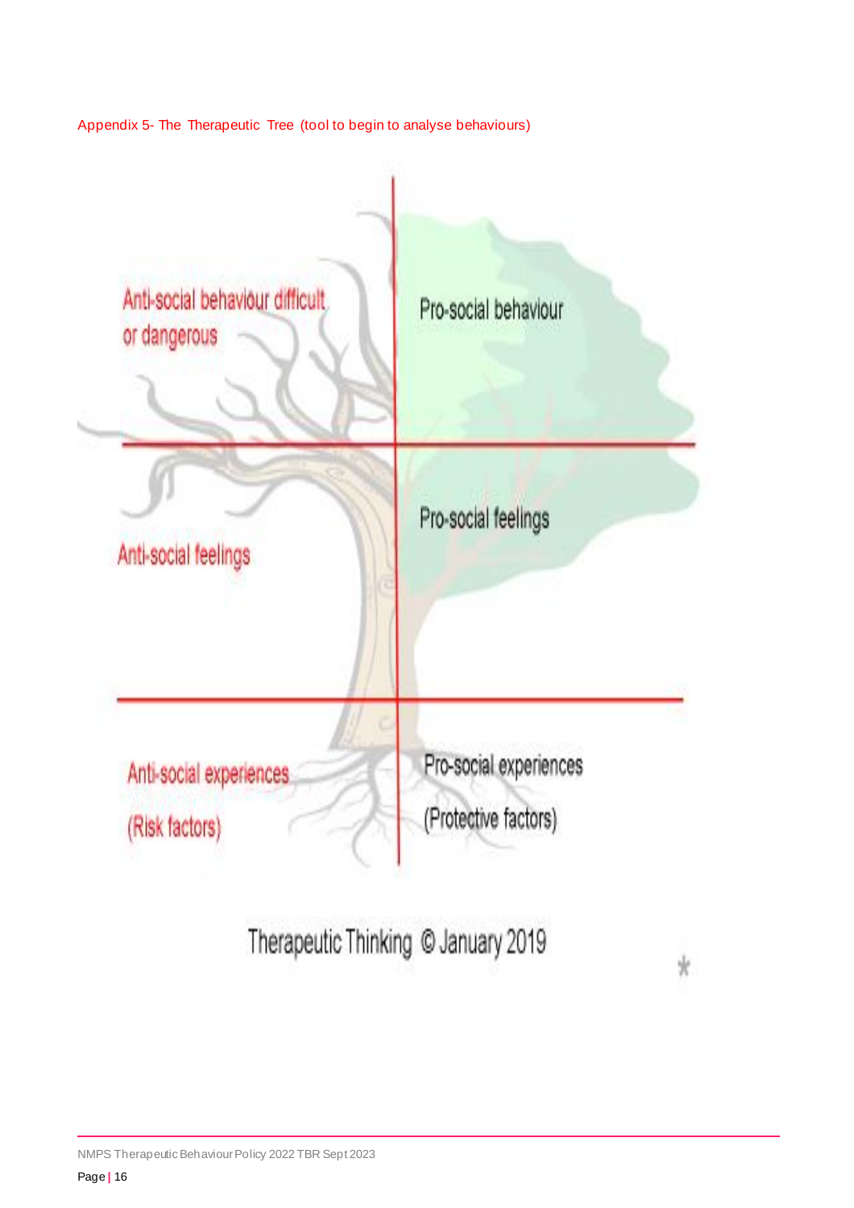Appendix 5- The Therapeutic Tree (tool to begin to analyse behaviours)

| Anti-social behaviour difficult or dangerous | Pro-social behaviour |
| --- | --- |
| Anti-social feelings | Pro-social feelings |
| Anti-social experiences (Risk factors) | Pro-social experiences (Protective factors) |

Therapeutic Thinking © January 2019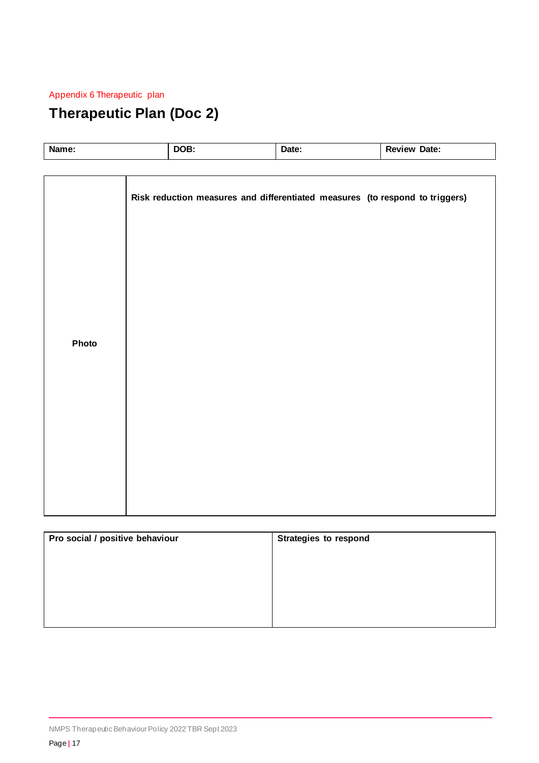Appendix 6 Therapeutic plan

# Therapeutic Plan (Doc 2)

| **Name:** | **DOB:** | **Date:** | **Review Date:** |
|---|---|---|---|

| **Photo** | **Risk reduction measures and differentiated measures (to respond to triggers)** |
|---|---|
| | |

| **Pro social / positive behaviour** | **Strategies to respond** |
|---|---|
| | |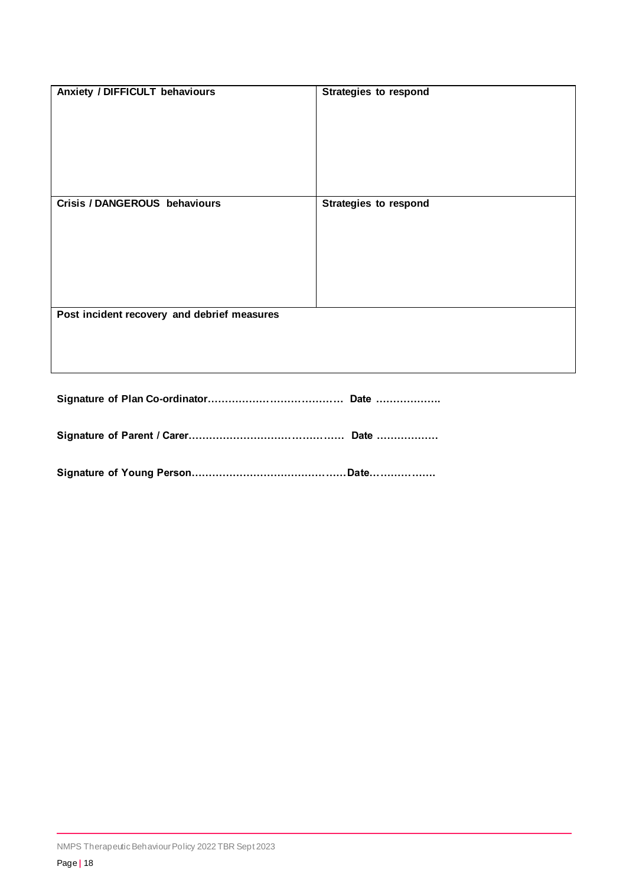| Anxiety / DIFFICULT behaviours | Strategies to respond |
|---|---|
| | |
| **Crisis / DANGEROUS behaviours** | **Strategies to respond** |
| | |
| **Post incident recovery and debrief measures** | |
| | |

**Signature of Plan Co-ordinator………………………………… Date ……………….**

**Signature of Parent / Carer……………………………………… Date ………………**

**Signature of Young Person………………………………………Date……………….**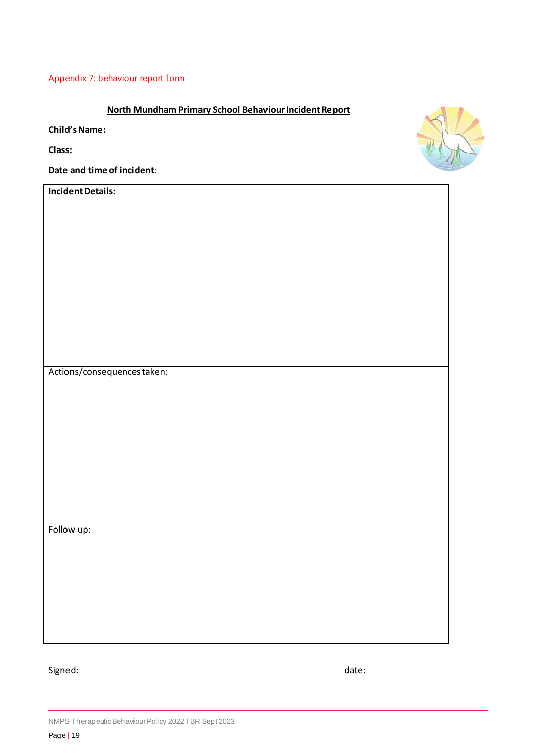Appendix 7: behaviour report form

**North Mundham Primary School Behaviour Incident Report**

**Child's Name:**

**Class:**

**Date and time of incident**:

| |
|---|
| **Incident Details:** |
| Actions/consequences taken: |
| Follow up: |

Signed: date: